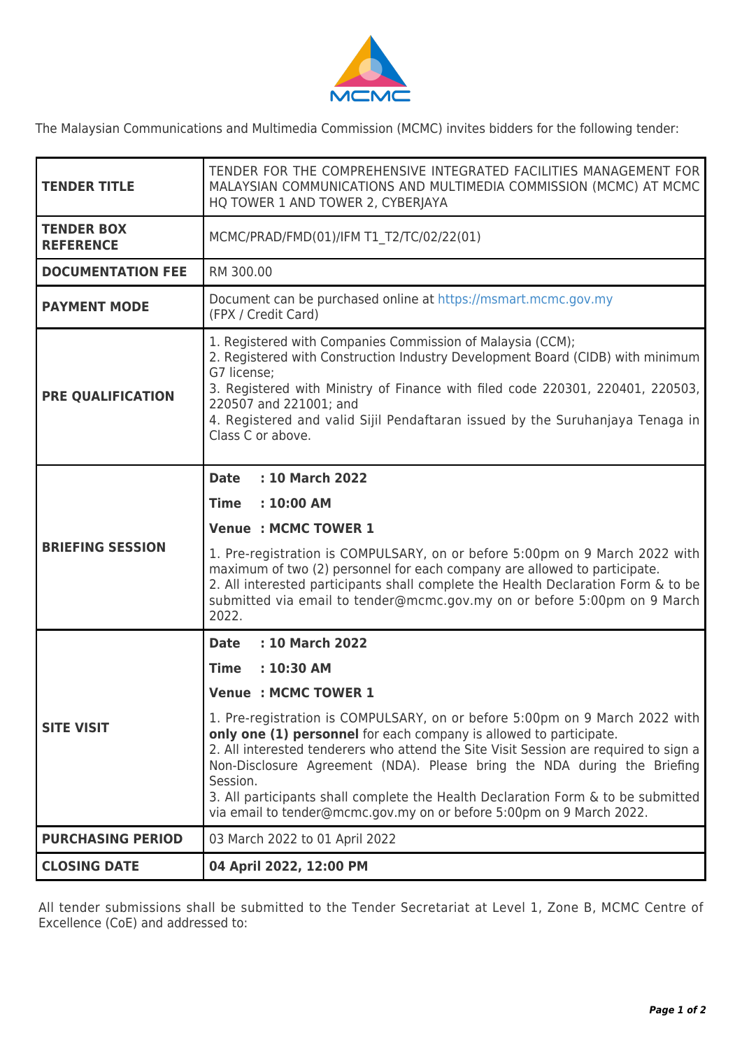MCMC

The Malaysian Communications and Multimedia Commission (MCMC) invites bidders for the following tender:

| | |
|---|---|
| **TENDER TITLE** | TENDER FOR THE COMPREHENSIVE INTEGRATED FACILITIES MANAGEMENT FOR MALAYSIAN COMMUNICATIONS AND MULTIMEDIA COMMISSION (MCMC) AT MCMC HQ TOWER 1 AND TOWER 2, CYBERJAYA |
| **TENDER BOX REFERENCE** | MCMC/PRAD/FMD(01)/IFM T1_T2/TC/02/22(01) |
| **DOCUMENTATION FEE** | RM 300.00 |
| **PAYMENT MODE** | Document can be purchased online at https://msmart.mcmc.gov.my (FPX / Credit Card) |
| **PRE QUALIFICATION** | 1. Registered with Companies Commission of Malaysia (CCM);<br>2. Registered with Construction Industry Development Board (CIDB) with minimum G7 license;<br>3. Registered with Ministry of Finance with filed code 220301, 220401, 220503, 220507 and 221001; and<br>4. Registered and valid Sijil Pendaftaran issued by the Suruhanjaya Tenaga in Class C or above. |
| **BRIEFING SESSION** | **Date : 10 March 2022**<br>**Time : 10:00 AM**<br>**Venue : MCMC TOWER 1**<br>1. Pre-registration is COMPULSARY, on or before 5:00pm on 9 March 2022 with maximum of two (2) personnel for each company are allowed to participate.<br>2. All interested participants shall complete the Health Declaration Form & to be submitted via email to tender@mcmc.gov.my on or before 5:00pm on 9 March 2022. |
| **SITE VISIT** | **Date : 10 March 2022**<br>**Time : 10:30 AM**<br>**Venue : MCMC TOWER 1**<br>1. Pre-registration is COMPULSARY, on or before 5:00pm on 9 March 2022 with **only one (1) personnel** for each company is allowed to participate.<br>2. All interested tenderers who attend the Site Visit Session are required to sign a Non-Disclosure Agreement (NDA). Please bring the NDA during the Briefing Session.<br>3. All participants shall complete the Health Declaration Form & to be submitted via email to tender@mcmc.gov.my on or before 5:00pm on 9 March 2022. |
| **PURCHASING PERIOD** | 03 March 2022 to 01 April 2022 |
| **CLOSING DATE** | **04 April 2022, 12:00 PM** |

All tender submissions shall be submitted to the Tender Secretariat at Level 1, Zone B, MCMC Centre of Excellence (CoE) and addressed to: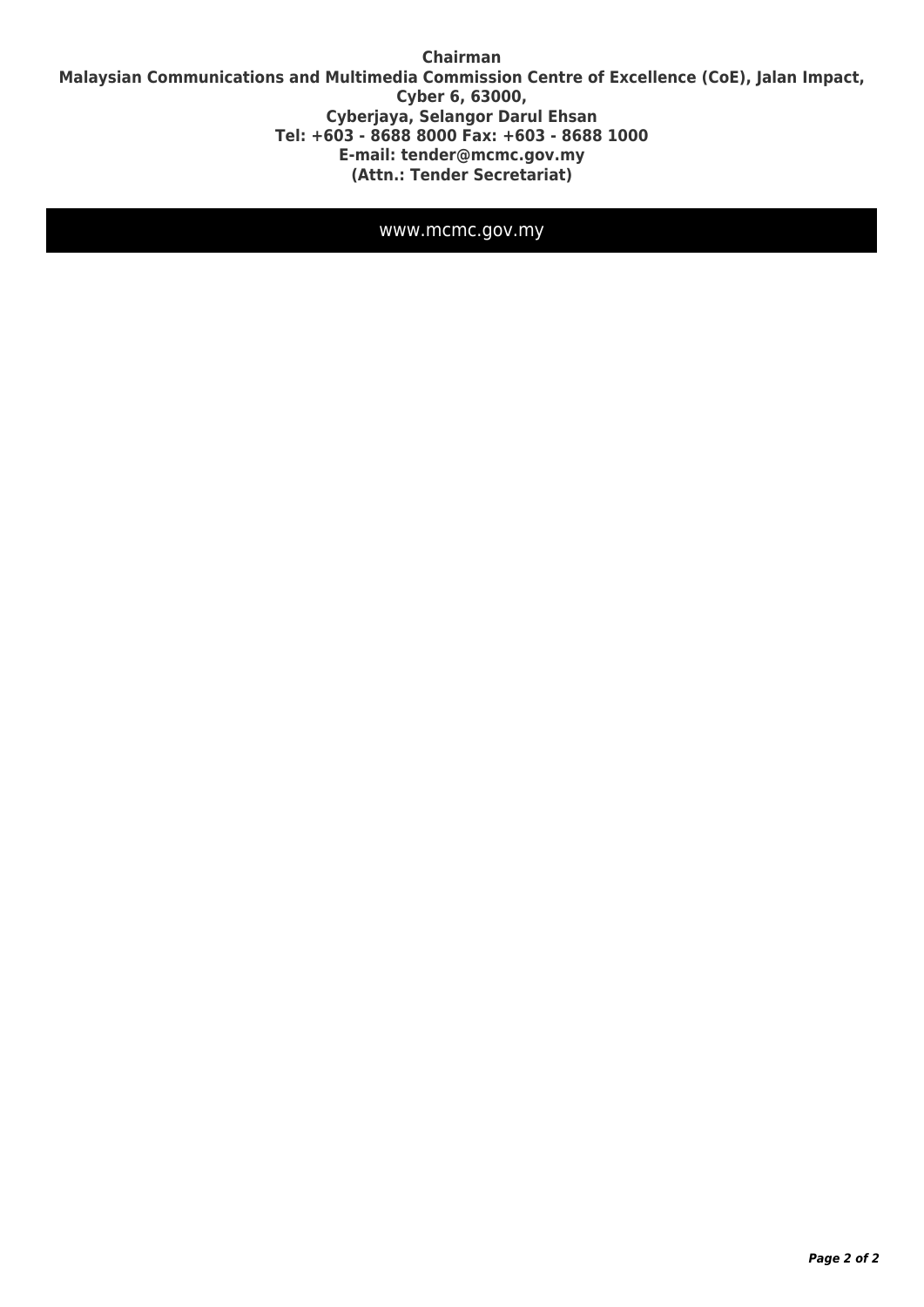**Chairman**
**Malaysian Communications and Multimedia Commission Centre of Excellence (CoE), Jalan Impact, Cyber 6, 63000,**
**Cyberjaya, Selangor Darul Ehsan**
**Tel: +603 - 8688 8000 Fax: +603 - 8688 1000**
**E-mail: tender@mcmc.gov.my**
**(Attn.: Tender Secretariat)**

www.mcmc.gov.my